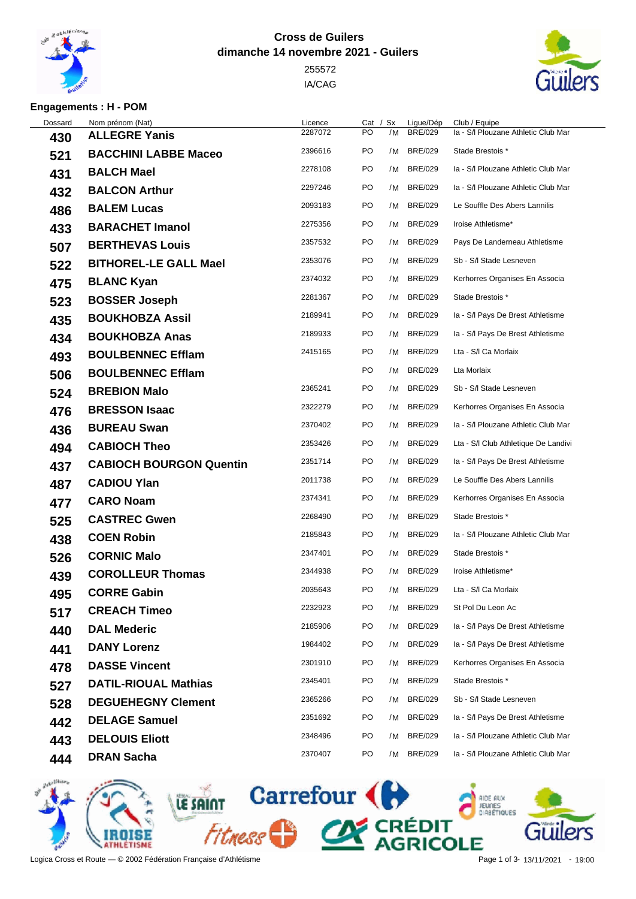**Cross de Guilers**
**dimanche 14 novembre 2021 - Guilers**
255572
IA/CAG

**Engagements : H - POM**

| Dossard | Nom prénom (Nat) | Licence | Cat / Sx | Ligue/Dép | Club / Equipe |
|---|---|---|---|---|---|
| **430** | **ALLEGRE Yanis** | 2287072 | PO /M | BRE/029 | Ia - S/l Plouzane Athletic Club Mar |
| **521** | **BACCHINI LABBE Maceo** | 2396616 | PO /M | BRE/029 | Stade Brestois * |
| **431** | **BALCH Mael** | 2278108 | PO /M | BRE/029 | Ia - S/l Plouzane Athletic Club Mar |
| **432** | **BALCON Arthur** | 2297246 | PO /M | BRE/029 | Ia - S/l Plouzane Athletic Club Mar |
| **486** | **BALEM Lucas** | 2093183 | PO /M | BRE/029 | Le Souffle Des Abers Lannilis |
| **433** | **BARACHET Imanol** | 2275356 | PO /M | BRE/029 | Iroise Athletisme* |
| **507** | **BERTHEVAS Louis** | 2357532 | PO /M | BRE/029 | Pays De Landerneau Athletisme |
| **522** | **BITHOREL-LE GALL Mael** | 2353076 | PO /M | BRE/029 | Sb - S/l Stade Lesneven |
| **475** | **BLANC Kyan** | 2374032 | PO /M | BRE/029 | Kerhorres Organises En Associa |
| **523** | **BOSSER Joseph** | 2281367 | PO /M | BRE/029 | Stade Brestois * |
| **435** | **BOUKHOBZA Assil** | 2189941 | PO /M | BRE/029 | Ia - S/l Pays De Brest Athletisme |
| **434** | **BOUKHOBZA Anas** | 2189933 | PO /M | BRE/029 | Ia - S/l Pays De Brest Athletisme |
| **493** | **BOULBENNEC Efflam** | 2415165 | PO /M | BRE/029 | Lta - S/l Ca Morlaix |
| **506** | **BOULBENNEC Efflam** | | PO /M | BRE/029 | Lta Morlaix |
| **524** | **BREBION Malo** | 2365241 | PO /M | BRE/029 | Sb - S/l Stade Lesneven |
| **476** | **BRESSON Isaac** | 2322279 | PO /M | BRE/029 | Kerhorres Organises En Associa |
| **436** | **BUREAU Swan** | 2370402 | PO /M | BRE/029 | Ia - S/l Plouzane Athletic Club Mar |
| **494** | **CABIOCH Theo** | 2353426 | PO /M | BRE/029 | Lta - S/l Club Athletique De Landivi |
| **437** | **CABIOCH BOURGON Quentin** | 2351714 | PO /M | BRE/029 | Ia - S/l Pays De Brest Athletisme |
| **487** | **CADIOU Ylan** | 2011738 | PO /M | BRE/029 | Le Souffle Des Abers Lannilis |
| **477** | **CARO Noam** | 2374341 | PO /M | BRE/029 | Kerhorres Organises En Associa |
| **525** | **CASTREC Gwen** | 2268490 | PO /M | BRE/029 | Stade Brestois * |
| **438** | **COEN Robin** | 2185843 | PO /M | BRE/029 | Ia - S/l Plouzane Athletic Club Mar |
| **526** | **CORNIC Malo** | 2347401 | PO /M | BRE/029 | Stade Brestois * |
| **439** | **COROLLEUR Thomas** | 2344938 | PO /M | BRE/029 | Iroise Athletisme* |
| **495** | **CORRE Gabin** | 2035643 | PO /M | BRE/029 | Lta - S/l Ca Morlaix |
| **517** | **CREACH Timeo** | 2232923 | PO /M | BRE/029 | St Pol Du Leon Ac |
| **440** | **DAL Mederic** | 2185906 | PO /M | BRE/029 | Ia - S/l Pays De Brest Athletisme |
| **441** | **DANY Lorenz** | 1984402 | PO /M | BRE/029 | Ia - S/l Pays De Brest Athletisme |
| **478** | **DASSE Vincent** | 2301910 | PO /M | BRE/029 | Kerhorres Organises En Associa |
| **527** | **DATIL-RIOUAL Mathias** | 2345401 | PO /M | BRE/029 | Stade Brestois * |
| **528** | **DEGUEHEGNY Clement** | 2365266 | PO /M | BRE/029 | Sb - S/l Stade Lesneven |
| **442** | **DELAGE Samuel** | 2351692 | PO /M | BRE/029 | Ia - S/l Pays De Brest Athletisme |
| **443** | **DELOUIS Eliott** | 2348496 | PO /M | BRE/029 | Ia - S/l Plouzane Athletic Club Mar |
| **444** | **DRAN Sacha** | 2370407 | PO /M | BRE/029 | Ia - S/l Plouzane Athletic Club Mar |

Logica Cross et Route — © 2002 Fédération Française d'Athlétisme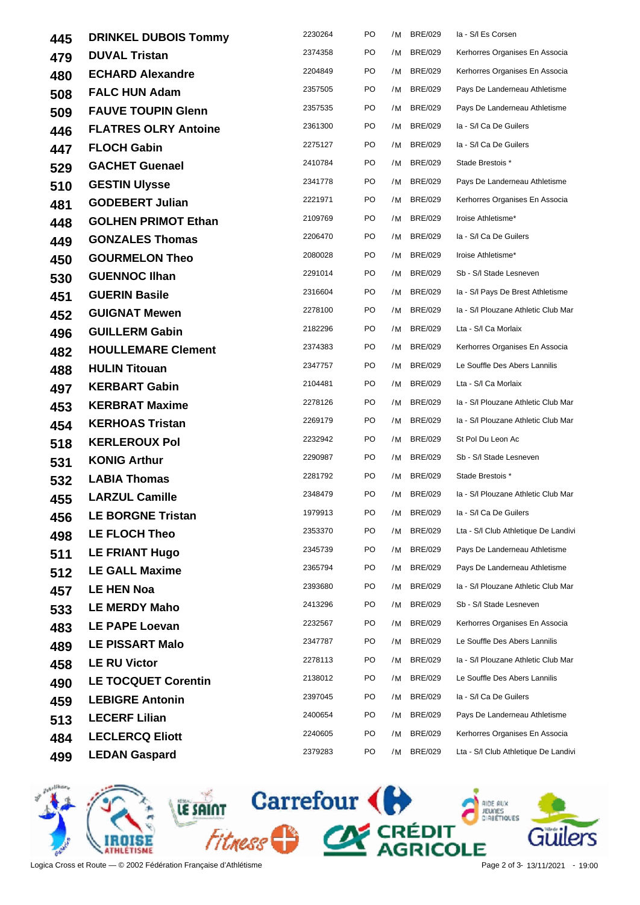| | | | | | | |
|---|---|---|---|---|---|---|
| 445 | **DRINKEL DUBOIS Tommy** | 2230264 | PO | /M | BRE/029 | Ia - S/l Es Corsen |
| 479 | **DUVAL Tristan** | 2374358 | PO | /M | BRE/029 | Kerhorres Organises En Associa |
| 480 | **ECHARD Alexandre** | 2204849 | PO | /M | BRE/029 | Kerhorres Organises En Associa |
| 508 | **FALC HUN Adam** | 2357505 | PO | /M | BRE/029 | Pays De Landerneau Athletisme |
| 509 | **FAUVE TOUPIN Glenn** | 2357535 | PO | /M | BRE/029 | Pays De Landerneau Athletisme |
| 446 | **FLATRES OLRY Antoine** | 2361300 | PO | /M | BRE/029 | Ia - S/l Ca De Guilers |
| 447 | **FLOCH Gabin** | 2275127 | PO | /M | BRE/029 | Ia - S/l Ca De Guilers |
| 529 | **GACHET Guenael** | 2410784 | PO | /M | BRE/029 | Stade Brestois * |
| 510 | **GESTIN Ulysse** | 2341778 | PO | /M | BRE/029 | Pays De Landerneau Athletisme |
| 481 | **GODEBERT Julian** | 2221971 | PO | /M | BRE/029 | Kerhorres Organises En Associa |
| 448 | **GOLHEN PRIMOT Ethan** | 2109769 | PO | /M | BRE/029 | Iroise Athletisme* |
| 449 | **GONZALES Thomas** | 2206470 | PO | /M | BRE/029 | Ia - S/l Ca De Guilers |
| 450 | **GOURMELON Theo** | 2080028 | PO | /M | BRE/029 | Iroise Athletisme* |
| 530 | **GUENNOC Ilhan** | 2291014 | PO | /M | BRE/029 | Sb - S/l Stade Lesneven |
| 451 | **GUERIN Basile** | 2316604 | PO | /M | BRE/029 | Ia - S/l Pays De Brest Athletisme |
| 452 | **GUIGNAT Mewen** | 2278100 | PO | /M | BRE/029 | Ia - S/l Plouzane Athletic Club Mar |
| 496 | **GUILLERM Gabin** | 2182296 | PO | /M | BRE/029 | Lta - S/l Ca Morlaix |
| 482 | **HOULLEMARE Clement** | 2374383 | PO | /M | BRE/029 | Kerhorres Organises En Associa |
| 488 | **HULIN Titouan** | 2347757 | PO | /M | BRE/029 | Le Souffle Des Abers Lannilis |
| 497 | **KERBART Gabin** | 2104481 | PO | /M | BRE/029 | Lta - S/l Ca Morlaix |
| 453 | **KERBRAT Maxime** | 2278126 | PO | /M | BRE/029 | Ia - S/l Plouzane Athletic Club Mar |
| 454 | **KERHOAS Tristan** | 2269179 | PO | /M | BRE/029 | Ia - S/l Plouzane Athletic Club Mar |
| 518 | **KERLEROUX Pol** | 2232942 | PO | /M | BRE/029 | St Pol Du Leon Ac |
| 531 | **KONIG Arthur** | 2290987 | PO | /M | BRE/029 | Sb - S/l Stade Lesneven |
| 532 | **LABIA Thomas** | 2281792 | PO | /M | BRE/029 | Stade Brestois * |
| 455 | **LARZUL Camille** | 2348479 | PO | /M | BRE/029 | Ia - S/l Plouzane Athletic Club Mar |
| 456 | **LE BORGNE Tristan** | 1979913 | PO | /M | BRE/029 | Ia - S/l Ca De Guilers |
| 498 | **LE FLOCH Theo** | 2353370 | PO | /M | BRE/029 | Lta - S/l Club Athletique De Landivi |
| 511 | **LE FRIANT Hugo** | 2345739 | PO | /M | BRE/029 | Pays De Landerneau Athletisme |
| 512 | **LE GALL Maxime** | 2365794 | PO | /M | BRE/029 | Pays De Landerneau Athletisme |
| 457 | **LE HEN Noa** | 2393680 | PO | /M | BRE/029 | Ia - S/l Plouzane Athletic Club Mar |
| 533 | **LE MERDY Maho** | 2413296 | PO | /M | BRE/029 | Sb - S/l Stade Lesneven |
| 483 | **LE PAPE Loevan** | 2232567 | PO | /M | BRE/029 | Kerhorres Organises En Associa |
| 489 | **LE PISSART Malo** | 2347787 | PO | /M | BRE/029 | Le Souffle Des Abers Lannilis |
| 458 | **LE RU Victor** | 2278113 | PO | /M | BRE/029 | Ia - S/l Plouzane Athletic Club Mar |
| 490 | **LE TOCQUET Corentin** | 2138012 | PO | /M | BRE/029 | Le Souffle Des Abers Lannilis |
| 459 | **LEBIGRE Antonin** | 2397045 | PO | /M | BRE/029 | Ia - S/l Ca De Guilers |
| 513 | **LECERF Lilian** | 2400654 | PO | /M | BRE/029 | Pays De Landerneau Athletisme |
| 484 | **LECLERCQ Eliott** | 2240605 | PO | /M | BRE/029 | Kerhorres Organises En Associa |
| 499 | **LEDAN Gaspard** | 2379283 | PO | /M | BRE/029 | Lta - S/l Club Athletique De Landivi |

Logica Cross et Route — © 2002 Fédération Française d'Athlétisme

13/11/2021 - 19:00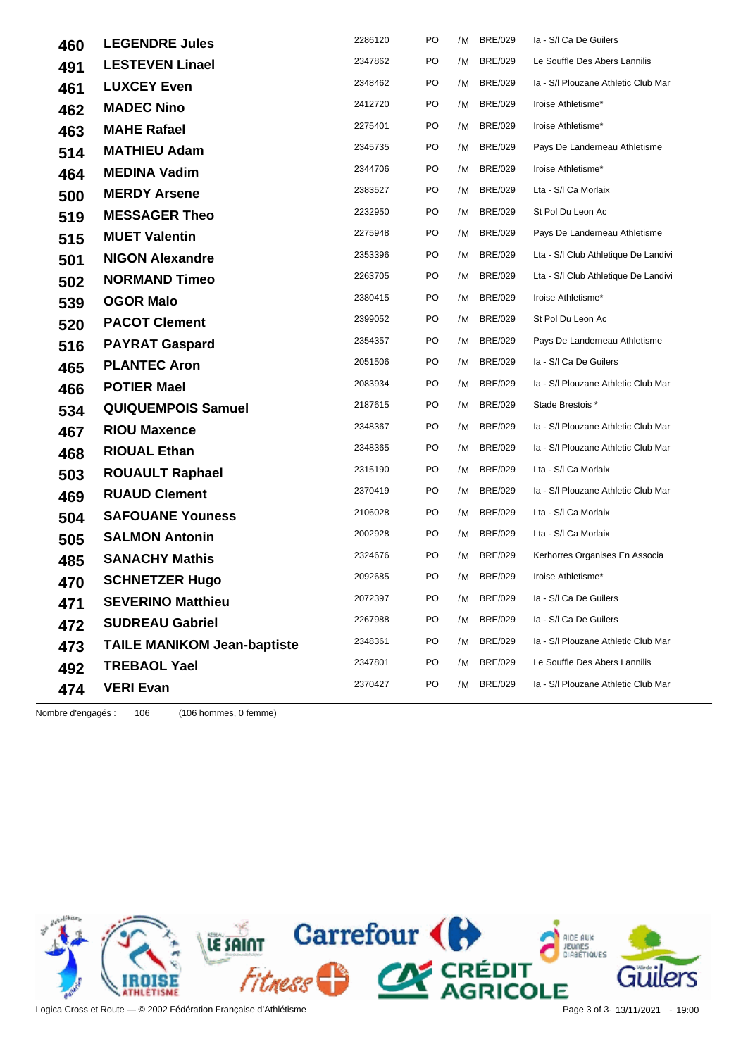| | | | | | | |
|---|---|---|---|---|---|---|
| 460 | LEGENDRE Jules | 2286120 | PO | /M | BRE/029 | Ia - S/l Ca De Guilers |
| 491 | LESTEVEN Linael | 2347862 | PO | /M | BRE/029 | Le Souffle Des Abers Lannilis |
| 461 | LUXCEY Even | 2348462 | PO | /M | BRE/029 | Ia - S/l Plouzane Athletic Club Mar |
| 462 | MADEC Nino | 2412720 | PO | /M | BRE/029 | Iroise Athletisme* |
| 463 | MAHE Rafael | 2275401 | PO | /M | BRE/029 | Iroise Athletisme* |
| 514 | MATHIEU Adam | 2345735 | PO | /M | BRE/029 | Pays De Landerneau Athletisme |
| 464 | MEDINA Vadim | 2344706 | PO | /M | BRE/029 | Iroise Athletisme* |
| 500 | MERDY Arsene | 2383527 | PO | /M | BRE/029 | Lta - S/l Ca Morlaix |
| 519 | MESSAGER Theo | 2232950 | PO | /M | BRE/029 | St Pol Du Leon Ac |
| 515 | MUET Valentin | 2275948 | PO | /M | BRE/029 | Pays De Landerneau Athletisme |
| 501 | NIGON Alexandre | 2353396 | PO | /M | BRE/029 | Lta - S/l Club Athletique De Landivi |
| 502 | NORMAND Timeo | 2263705 | PO | /M | BRE/029 | Lta - S/l Club Athletique De Landivi |
| 539 | OGOR Malo | 2380415 | PO | /M | BRE/029 | Iroise Athletisme* |
| 520 | PACOT Clement | 2399052 | PO | /M | BRE/029 | St Pol Du Leon Ac |
| 516 | PAYRAT Gaspard | 2354357 | PO | /M | BRE/029 | Pays De Landerneau Athletisme |
| 465 | PLANTEC Aron | 2051506 | PO | /M | BRE/029 | Ia - S/l Ca De Guilers |
| 466 | POTIER Mael | 2083934 | PO | /M | BRE/029 | Ia - S/l Plouzane Athletic Club Mar |
| 534 | QUIQUEMPOIS Samuel | 2187615 | PO | /M | BRE/029 | Stade Brestois * |
| 467 | RIOU Maxence | 2348367 | PO | /M | BRE/029 | Ia - S/l Plouzane Athletic Club Mar |
| 468 | RIOUAL Ethan | 2348365 | PO | /M | BRE/029 | Ia - S/l Plouzane Athletic Club Mar |
| 503 | ROUAULT Raphael | 2315190 | PO | /M | BRE/029 | Lta - S/l Ca Morlaix |
| 469 | RUAUD Clement | 2370419 | PO | /M | BRE/029 | Ia - S/l Plouzane Athletic Club Mar |
| 504 | SAFOUANE Youness | 2106028 | PO | /M | BRE/029 | Lta - S/l Ca Morlaix |
| 505 | SALMON Antonin | 2002928 | PO | /M | BRE/029 | Lta - S/l Ca Morlaix |
| 485 | SANACHY Mathis | 2324676 | PO | /M | BRE/029 | Kerhorres Organises En Associa |
| 470 | SCHNETZER Hugo | 2092685 | PO | /M | BRE/029 | Iroise Athletisme* |
| 471 | SEVERINO Matthieu | 2072397 | PO | /M | BRE/029 | Ia - S/l Ca De Guilers |
| 472 | SUDREAU Gabriel | 2267988 | PO | /M | BRE/029 | Ia - S/l Ca De Guilers |
| 473 | TAILE MANIKOM Jean-baptiste | 2348361 | PO | /M | BRE/029 | Ia - S/l Plouzane Athletic Club Mar |
| 492 | TREBAOL Yael | 2347801 | PO | /M | BRE/029 | Le Souffle Des Abers Lannilis |
| 474 | VERI Evan | 2370427 | PO | /M | BRE/029 | Ia - S/l Plouzane Athletic Club Mar |

Nombre d'engagés : 106 (106 hommes, 0 femme)

Logica Cross et Route — © 2002 Fédération Française d'Athlétisme

13/11/2021 - 19:00